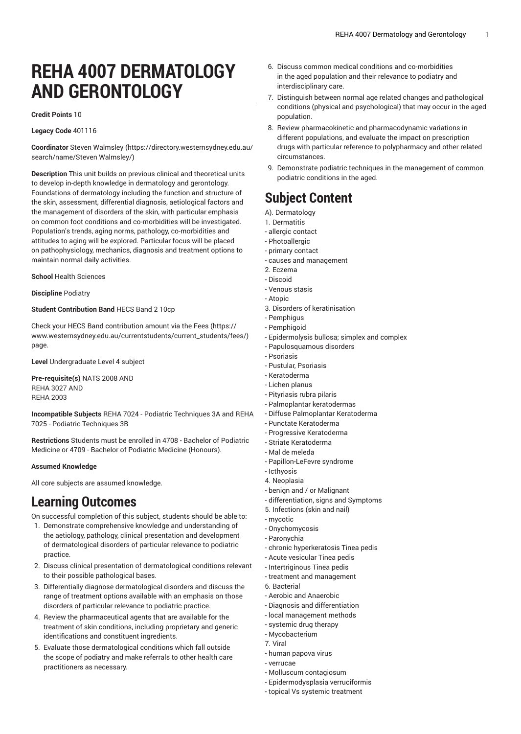# REHA 4007 DERMATOLOGY AND GERONTOLOGY

**Credit Points** 10

**Legacy Code** 401116

**Coordinator** Steven Walmsley (https://directory.westernsydney.edu.au/search/name/Steven Walmsley/)

**Description** This unit builds on previous clinical and theoretical units to develop in-depth knowledge in dermatology and gerontology. Foundations of dermatology including the function and structure of the skin, assessment, differential diagnosis, aetiological factors and the management of disorders of the skin, with particular emphasis on common foot conditions and co-morbidities will be investigated. Population's trends, aging norms, pathology, co-morbidities and attitudes to aging will be explored. Particular focus will be placed on pathophysiology, mechanics, diagnosis and treatment options to maintain normal daily activities.

**School** Health Sciences

**Discipline** Podiatry

**Student Contribution Band** HECS Band 2 10cp

Check your HECS Band contribution amount via the Fees (https://www.westernsydney.edu.au/currentstudents/current_students/fees/) page.

**Level** Undergraduate Level 4 subject

**Pre-requisite(s)** NATS 2008 AND
REHA 3027 AND
REHA 2003

**Incompatible Subjects** REHA 7024 - Podiatric Techniques 3A and REHA 7025 - Podiatric Techniques 3B

**Restrictions** Students must be enrolled in 4708 - Bachelor of Podiatric Medicine or 4709 - Bachelor of Podiatric Medicine (Honours).

**Assumed Knowledge**

All core subjects are assumed knowledge.

## Learning Outcomes

On successful completion of this subject, students should be able to:

1. Demonstrate comprehensive knowledge and understanding of the aetiology, pathology, clinical presentation and development of dermatological disorders of particular relevance to podiatric practice.
2. Discuss clinical presentation of dermatological conditions relevant to their possible pathological bases.
3. Differentially diagnose dermatological disorders and discuss the range of treatment options available with an emphasis on those disorders of particular relevance to podiatric practice.
4. Review the pharmaceutical agents that are available for the treatment of skin conditions, including proprietary and generic identifications and constituent ingredients.
5. Evaluate those dermatological conditions which fall outside the scope of podiatry and make referrals to other health care practitioners as necessary.
6. Discuss common medical conditions and co-morbidities in the aged population and their relevance to podiatry and interdisciplinary care.
7. Distinguish between normal age related changes and pathological conditions (physical and psychological) that may occur in the aged population.
8. Review pharmacokinetic and pharmacodynamic variations in different populations, and evaluate the impact on prescription drugs with particular reference to polypharmacy and other related circumstances.
9. Demonstrate podiatric techniques in the management of common podiatric conditions in the aged.

## Subject Content

A). Dermatology
1. Dermatitis
- allergic contact
- Photoallergic
- primary contact
- causes and management
2. Eczema
- Discoid
- Venous stasis
- Atopic
3. Disorders of keratinisation
- Pemphigus
- Pemphigoid
- Epidermolysis bullosa; simplex and complex
- Papulosquamous disorders
- Psoriasis
- Pustular, Psoriasis
- Keratoderma
- Lichen planus
- Pityriasis rubra pilaris
- Palmoplantar keratodermas
- Diffuse Palmoplantar Keratoderma
- Punctate Keratoderma
- Progressive Keratoderma
- Striate Keratoderma
- Mal de meleda
- Papillon-LeFevre syndrome
- Icthyosis
4. Neoplasia
- benign and / or Malignant
- differentiation, signs and Symptoms
5. Infections (skin and nail)
- mycotic
- Onychomycosis
- Paronychia
- chronic hyperkeratosis Tinea pedis
- Acute vesicular Tinea pedis
- Intertriginous Tinea pedis
- treatment and management
6. Bacterial
- Aerobic and Anaerobic
- Diagnosis and differentiation
- local management methods
- systemic drug therapy
- Mycobacterium
7. Viral
- human papova virus
- verrucae
- Molluscum contagiosum
- Epidermodysplasia verruciformis
- topical Vs systemic treatment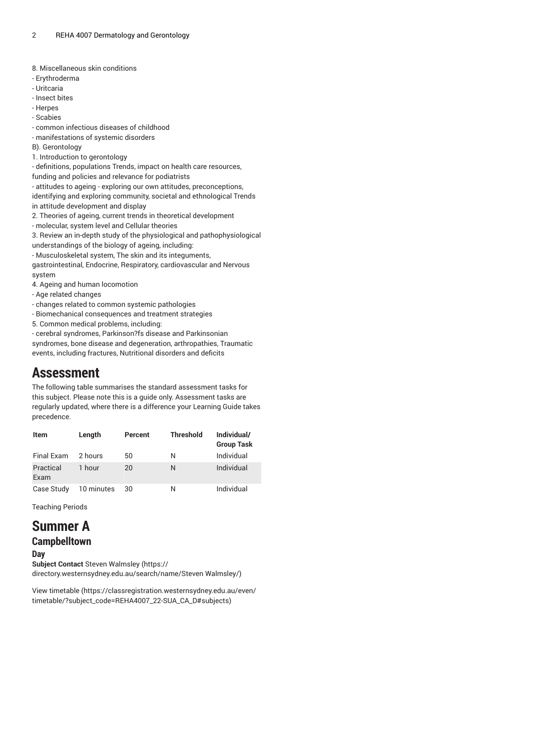8. Miscellaneous skin conditions
- Erythroderma
- Uritcaria
- Insect bites
- Herpes
- Scabies
- common infectious diseases of childhood
- manifestations of systemic disorders

B). Gerontology

1. Introduction to gerontology
- definitions, populations Trends, impact on health care resources, funding and policies and relevance for podiatrists
- attitudes to ageing - exploring our own attitudes, preconceptions, identifying and exploring community, societal and ethnological Trends in attitude development and display

2. Theories of ageing, current trends in theoretical development
- molecular, system level and Cellular theories

3. Review an in-depth study of the physiological and pathophysiological understandings of the biology of ageing, including:
- Musculoskeletal system, The skin and its integuments, gastrointestinal, Endocrine, Respiratory, cardiovascular and Nervous system

4. Ageing and human locomotion
- Age related changes
- changes related to common systemic pathologies
- Biomechanical consequences and treatment strategies

5. Common medical problems, including:
- cerebral syndromes, Parkinson?fs disease and Parkinsonian syndromes, bone disease and degeneration, arthropathies, Traumatic events, including fractures, Nutritional disorders and deficits

# Assessment

The following table summarises the standard assessment tasks for this subject. Please note this is a guide only. Assessment tasks are regularly updated, where there is a difference your Learning Guide takes precedence.

| Item | Length | Percent | Threshold | Individual/ Group Task |
| --- | --- | --- | --- | --- |
| Final Exam | 2 hours | 50 | N | Individual |
| Practical Exam | 1 hour | 20 | N | Individual |
| Case Study | 10 minutes | 30 | N | Individual |

Teaching Periods

# Summer A

## Campbelltown

### Day

**Subject Contact** Steven Walmsley (https://directory.westernsydney.edu.au/search/name/Steven Walmsley/)

View timetable (https://classregistration.westernsydney.edu.au/even/timetable/?subject_code=REHA4007_22-SUA_CA_D#subjects)